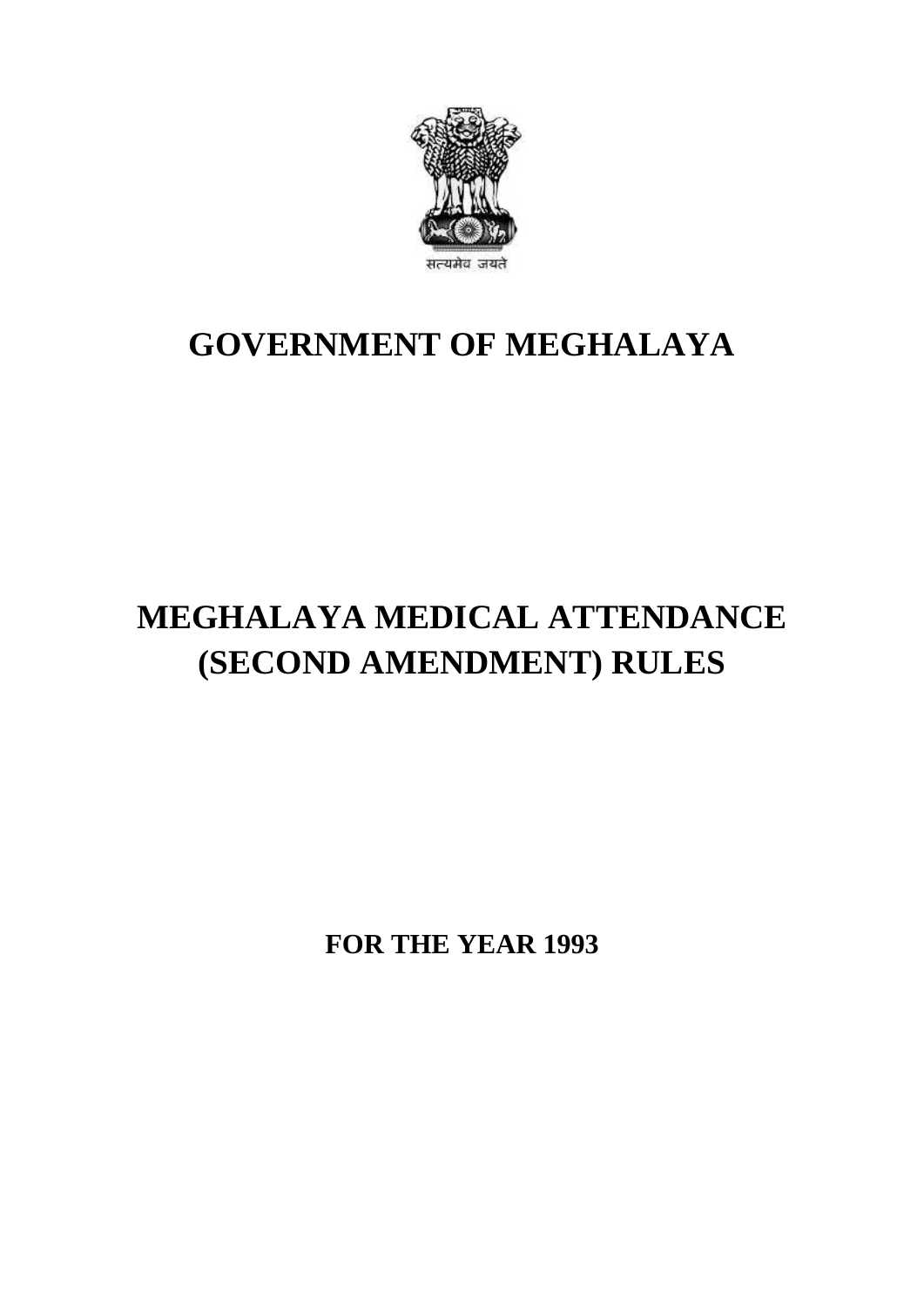सत्यमेव जयते

# GOVERNMENT OF MEGHALAYA

# MEGHALAYA MEDICAL ATTENDANCE (SECOND AMENDMENT) RULES

**FOR THE YEAR 1993**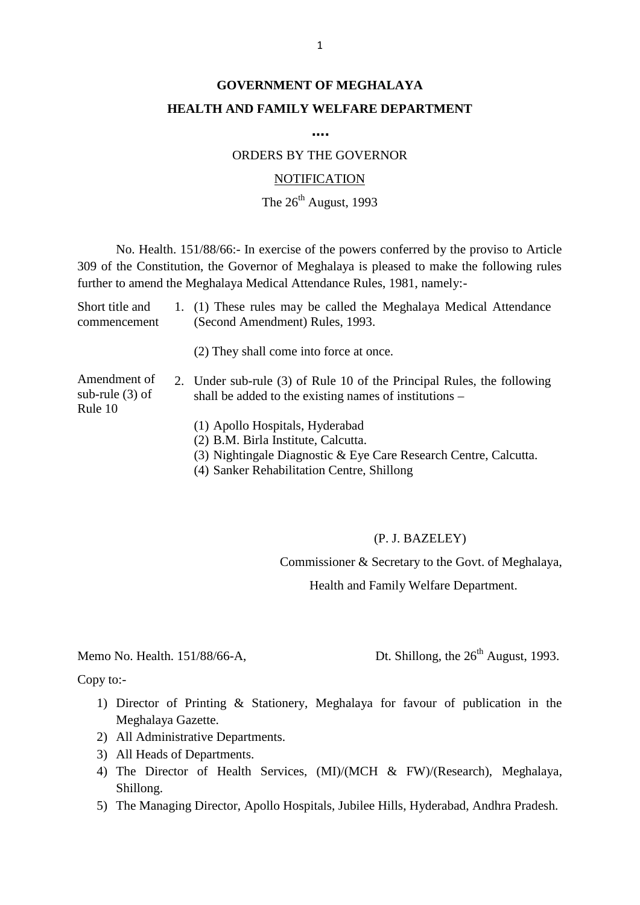# GOVERNMENT OF MEGHALAYA

## HEALTH AND FAMILY WELFARE DEPARTMENT

....

ORDERS BY THE GOVERNOR

NOTIFICATION

The 26th August, 1993

No. Health. 151/88/66:- In exercise of the powers conferred by the proviso to Article 309 of the Constitution, the Governor of Meghalaya is pleased to make the following rules further to amend the Meghalaya Medical Attendance Rules, 1981, namely:-

Short title and commencement

1. (1) These rules may be called the Meghalaya Medical Attendance (Second Amendment) Rules, 1993.

   (2) They shall come into force at once.

Amendment of sub-rule (3) of Rule 10

2. Under sub-rule (3) of Rule 10 of the Principal Rules, the following shall be added to the existing names of institutions –

   (1) Apollo Hospitals, Hyderabad
   (2) B.M. Birla Institute, Calcutta.
   (3) Nightingale Diagnostic & Eye Care Research Centre, Calcutta.
   (4) Sanker Rehabilitation Centre, Shillong

(P. J. BAZELEY)

Commissioner & Secretary to the Govt. of Meghalaya,

Health and Family Welfare Department.

Memo No. Health. 151/88/66-A, Dt. Shillong, the 26th August, 1993.

Copy to:-

1) Director of Printing & Stationery, Meghalaya for favour of publication in the Meghalaya Gazette.
2) All Administrative Departments.
3) All Heads of Departments.
4) The Director of Health Services, (MI)/(MCH & FW)/(Research), Meghalaya, Shillong.
5) The Managing Director, Apollo Hospitals, Jubilee Hills, Hyderabad, Andhra Pradesh.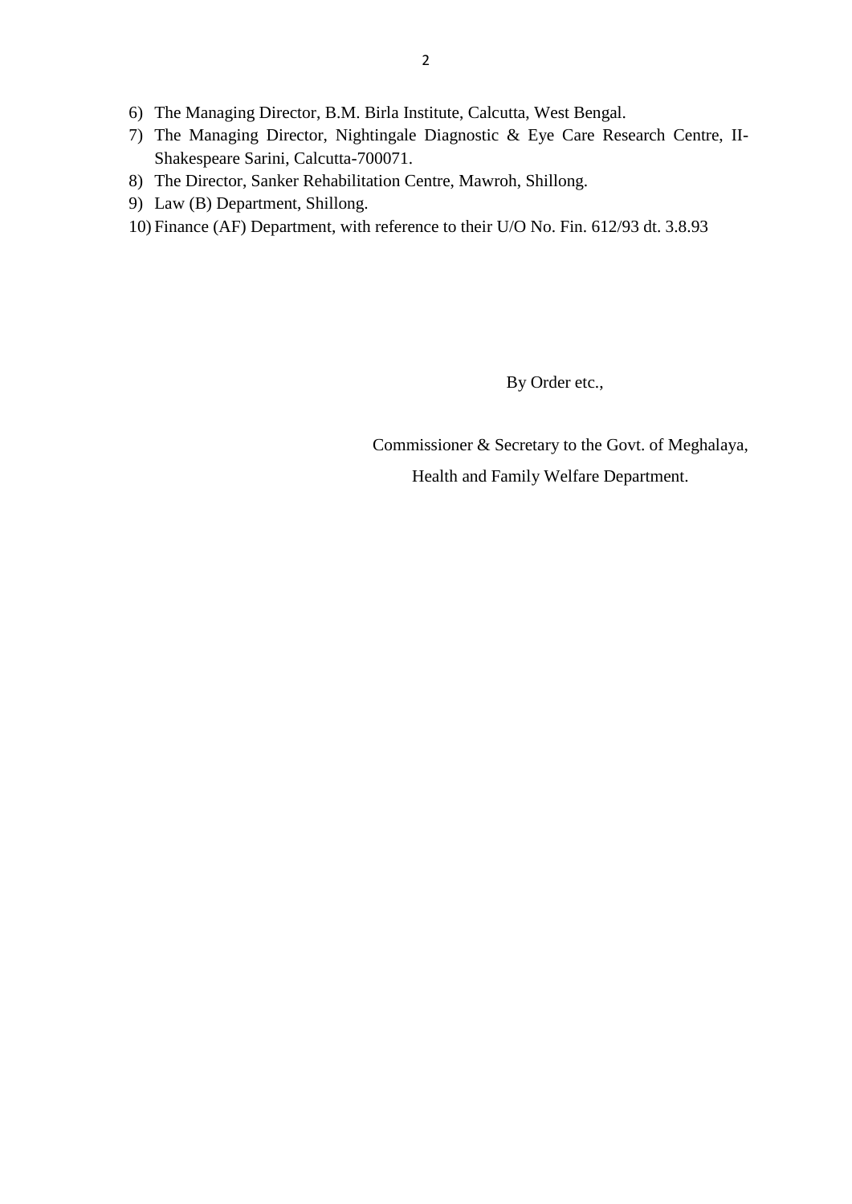6) The Managing Director, B.M. Birla Institute, Calcutta, West Bengal.
7) The Managing Director, Nightingale Diagnostic & Eye Care Research Centre, II-Shakespeare Sarini, Calcutta-700071.
8) The Director, Sanker Rehabilitation Centre, Mawroh, Shillong.
9) Law (B) Department, Shillong.
10) Finance (AF) Department, with reference to their U/O No. Fin. 612/93 dt. 3.8.93

By Order etc.,

Commissioner & Secretary to the Govt. of Meghalaya,
Health and Family Welfare Department.